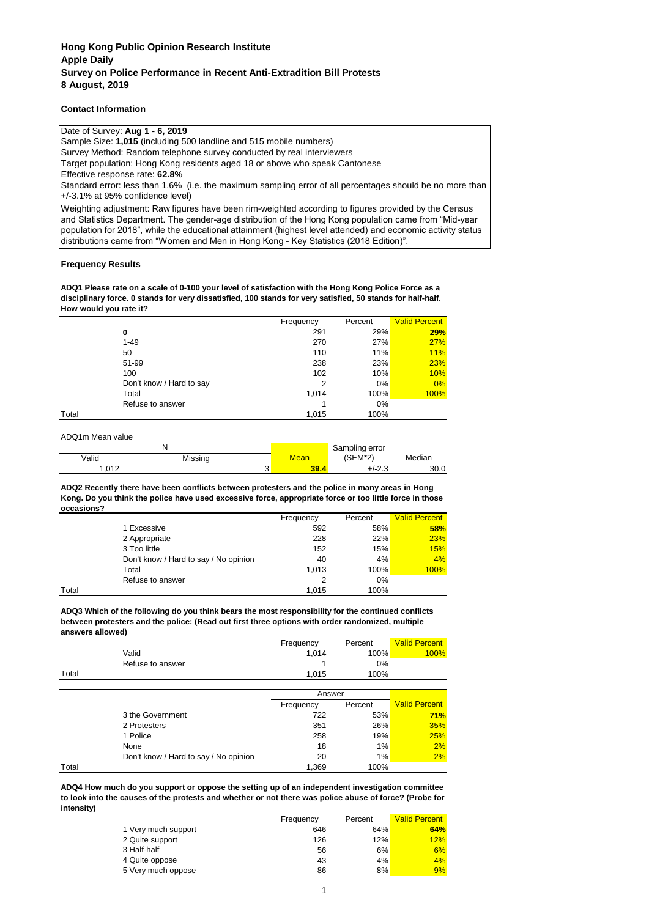# Hong Kong Public Opinion Research Institute
# Apple Daily
# Survey on Police Performance in Recent Anti-Extradition Bill Protests
# 8 August, 2019

## Contact Information

Date of Survey: **Aug 1 - 6, 2019**

Sample Size: **1,015** (including 500 landline and 515 mobile numbers)

Survey Method: Random telephone survey conducted by real interviewers

Target population: Hong Kong residents aged 18 or above who speak Cantonese

Effective response rate: **62.8%**

Standard error: less than 1.6% (i.e. the maximum sampling error of all percentages should be no more than +/-3.1% at 95% confidence level)

Weighting adjustment: Raw figures have been rim-weighted according to figures provided by the Census and Statistics Department. The gender-age distribution of the Hong Kong population came from "Mid-year population for 2018", while the educational attainment (highest level attended) and economic activity status distributions came from "Women and Men in Hong Kong - Key Statistics (2018 Edition)".

## Frequency Results

**ADQ1 Please rate on a scale of 0-100 your level of satisfaction with the Hong Kong Police Force as a disciplinary force. 0 stands for very dissatisfied, 100 stands for very satisfied, 50 stands for half-half. How would you rate it?**

| | | Frequency | Percent | Valid Percent |
|---|---|---|---|---|
| | **0** | 291 | 29% | **29%** |
| | 1-49 | 270 | 27% | 27% |
| | 50 | 110 | 11% | 11% |
| | 51-99 | 238 | 23% | 23% |
| | 100 | 102 | 10% | 10% |
| | Don't know / Hard to say | 2 | 0% | 0% |
| | Total | 1,014 | 100% | 100% |
| | Refuse to answer | 1 | 0% | |
| Total | | 1,015 | 100% | |

ADQ1m Mean value

| N | | Mean | Sampling error (SEM*2) | Median |
|---|---|---|---|---|
| Valid | Missing | | | |
| 1,012 | 3 | **39.4** | +/-2.3 | 30.0 |

**ADQ2 Recently there have been conflicts between protesters and the police in many areas in Hong Kong. Do you think the police have used excessive force, appropriate force or too little force in those occasions?**

| | | Frequency | Percent | Valid Percent |
|---|---|---|---|---|
| | 1 Excessive | 592 | 58% | **58%** |
| | 2 Appropriate | 228 | 22% | 23% |
| | 3 Too little | 152 | 15% | 15% |
| | Don't know / Hard to say / No opinion | 40 | 4% | 4% |
| | Total | 1,013 | 100% | 100% |
| | Refuse to answer | 2 | 0% | |
| Total | | 1,015 | 100% | |

**ADQ3 Which of the following do you think bears the most responsibility for the continued conflicts between protesters and the police: (Read out first three options with order randomized, multiple answers allowed)**

| | | Frequency | Percent | Valid Percent |
|---|---|---|---|---|
| | Valid | 1,014 | 100% | 100% |
| | Refuse to answer | 1 | 0% | |
| Total | | 1,015 | 100% | |

| | | Answer | | |
|---|---|---|---|---|
| | | Frequency | Percent | Valid Percent |
| | 3 the Government | 722 | 53% | **71%** |
| | 2 Protesters | 351 | 26% | 35% |
| | 1 Police | 258 | 19% | 25% |
| | None | 18 | 1% | 2% |
| | Don't know / Hard to say / No opinion | 20 | 1% | 2% |
| Total | | 1,369 | 100% | |

**ADQ4 How much do you support or oppose the setting up of an independent investigation committee to look into the causes of the protests and whether or not there was police abuse of force? (Probe for intensity)**

| | | Frequency | Percent | Valid Percent |
|---|---|---|---|---|
| | 1 Very much support | 646 | 64% | **64%** |
| | 2 Quite support | 126 | 12% | 12% |
| | 3 Half-half | 56 | 6% | 6% |
| | 4 Quite oppose | 43 | 4% | 4% |
| | 5 Very much oppose | 86 | 8% | 9% |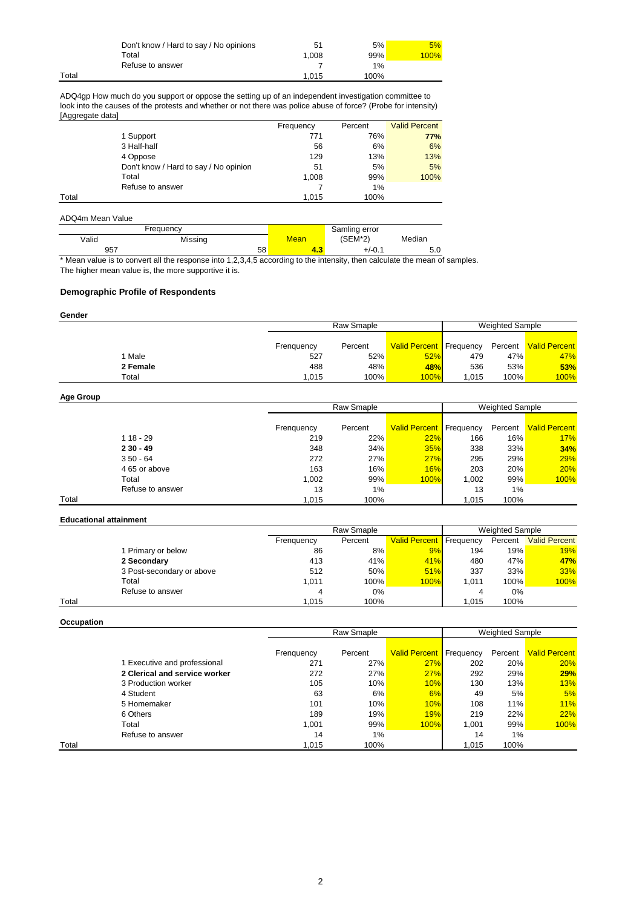| | | Frequency | Percent | Valid Percent |
|---|---|---|---|---|
| | Don't know / Hard to say / No opinions | 51 | 5% | 5% |
| | Total | 1,008 | 99% | 100% |
| | Refuse to answer | 7 | 1% | |
| Total | | 1,015 | 100% | |

ADQ4gp How much do you support or oppose the setting up of an independent investigation committee to look into the causes of the protests and whether or not there was police abuse of force? (Probe for intensity) [Aggregate data]

| | | Frequency | Percent | Valid Percent |
|---|---|---|---|---|
| | 1 Support | 771 | 76% | **77%** |
| | 3 Half-half | 56 | 6% | 6% |
| | 4 Oppose | 129 | 13% | 13% |
| | Don't know / Hard to say / No opinion | 51 | 5% | 5% |
| | Total | 1,008 | 99% | 100% |
| | Refuse to answer | 7 | 1% | |
| Total | | 1,015 | 100% | |

ADQ4m Mean Value

| Frequency | | Mean | Samling error (SEM*2) | Median |
|---|---|---|---|---|
| Valid | Missing | | | |
| 957 | 58 | **4.3** | +/-0.1 | 5.0 |

* Mean value is to convert all the response into 1,2,3,4,5 according to the intensity, then calculate the mean of samples. The higher mean value is, the more supportive it is.

## Demographic Profile of Respondents

**Gender**

| | | Raw Smaple | | | Weighted Sample | | |
|---|---|---|---|---|---|---|---|
| | | Frequency | Percent | Valid Percent | Frequency | Percent | Valid Percent |
| | 1 Male | 527 | 52% | 52% | 479 | 47% | 47% |
| | **2 Female** | 488 | 48% | **48%** | 536 | 53% | **53%** |
| | Total | 1,015 | 100% | 100% | 1,015 | 100% | 100% |

**Age Group**

| | | Raw Smaple | | | Weighted Sample | | |
|---|---|---|---|---|---|---|---|
| | | Frequency | Percent | Valid Percent | Frequency | Percent | Valid Percent |
| | 1 18 - 29 | 219 | 22% | 22% | 166 | 16% | 17% |
| | **2 30 - 49** | 348 | 34% | 35% | 338 | 33% | **34%** |
| | 3 50 - 64 | 272 | 27% | 27% | 295 | 29% | 29% |
| | 4 65 or above | 163 | 16% | 16% | 203 | 20% | 20% |
| | Total | 1,002 | 99% | 100% | 1,002 | 99% | 100% |
| | Refuse to answer | 13 | 1% | | 13 | 1% | |
| Total | | 1,015 | 100% | | 1,015 | 100% | |

**Educational attainment**

| | | Raw Smaple | | | Weighted Sample | | |
|---|---|---|---|---|---|---|---|
| | | Frequency | Percent | Valid Percent | Frequency | Percent | Valid Percent |
| | 1 Primary or below | 86 | 8% | 9% | 194 | 19% | 19% |
| | **2 Secondary** | 413 | 41% | 41% | 480 | 47% | **47%** |
| | 3 Post-secondary or above | 512 | 50% | 51% | 337 | 33% | 33% |
| | Total | 1,011 | 100% | 100% | 1,011 | 100% | 100% |
| | Refuse to answer | 4 | 0% | | 4 | 0% | |
| Total | | 1,015 | 100% | | 1,015 | 100% | |

**Occupation**

| | | Raw Smaple | | | Weighted Sample | | |
|---|---|---|---|---|---|---|---|
| | | Frenquency | Percent | Valid Percent | Frequency | Percent | Valid Percent |
| | 1 Executive and professional | 271 | 27% | 27% | 202 | 20% | 20% |
| | **2 Clerical and service worker** | 272 | 27% | 27% | 292 | 29% | **29%** |
| | 3 Production worker | 105 | 10% | 10% | 130 | 13% | 13% |
| | 4 Student | 63 | 6% | 6% | 49 | 5% | 5% |
| | 5 Homemaker | 101 | 10% | 10% | 108 | 11% | 11% |
| | 6 Others | 189 | 19% | 19% | 219 | 22% | 22% |
| | Total | 1,001 | 99% | 100% | 1,001 | 99% | 100% |
| | Refuse to answer | 14 | 1% | | 14 | 1% | |
| Total | | 1,015 | 100% | | 1,015 | 100% | |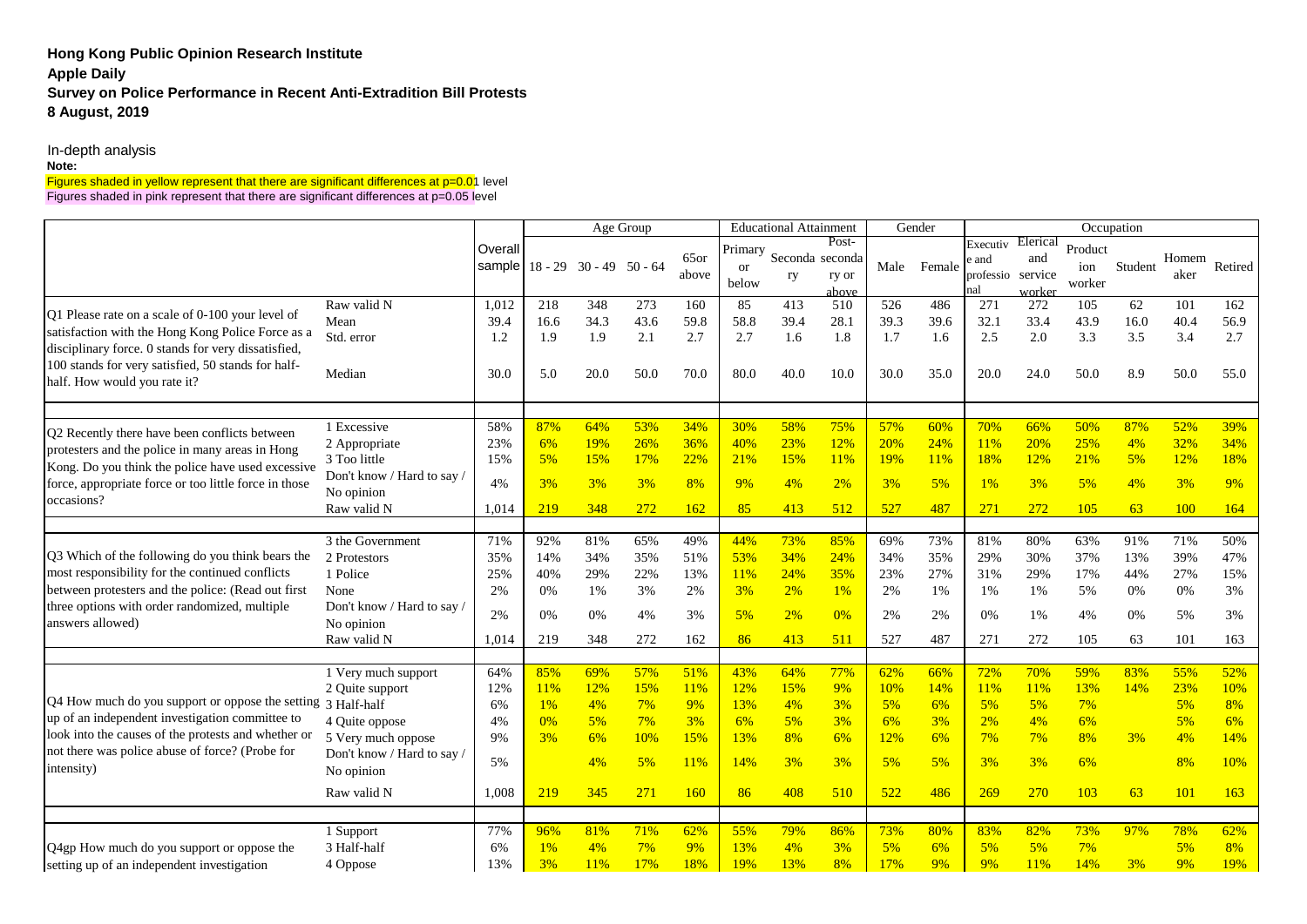**Hong Kong Public Opinion Research Institute**
**Apple Daily**
**Survey on Police Performance in Recent Anti-Extradition Bill Protests**
**8 August, 2019**

In-depth analysis
**Note:**
Figures shaded in yellow represent that there are significant differences at p=0.01 level
Figures shaded in pink represent that there are significant differences at p=0.05 level

| | | Overall sample | Age Group | | | | Educational Attainment | | | Gender | | Occupation | | | | | |
|---|---|---|---|---|---|---|---|---|---|---|---|---|---|---|---|---|---|
| | | | 18 - 29 | 30 - 49 | 50 - 64 | 65or above | Primary or below | Secondary | Post-secondary or above | Male | Female | Executive and professional | Elerical and service worker | Production worker | Student | Homemaker | Retired |
| Q1 Please rate on a scale of 0-100 your level of satisfaction with the Hong Kong Police Force as a disciplinary force. 0 stands for very dissatisfied, 100 stands for very satisfied, 50 stands for half-half. How would you rate it? | Raw valid N | 1,012 | 218 | 348 | 273 | 160 | 85 | 413 | 510 | 526 | 486 | 271 | 272 | 105 | 62 | 101 | 162 |
| | Mean | 39.4 | 16.6 | 34.3 | 43.6 | 59.8 | 58.8 | 39.4 | 28.1 | 39.3 | 39.6 | 32.1 | 33.4 | 43.9 | 16.0 | 40.4 | 56.9 |
| | Std. error | 1.2 | 1.9 | 1.9 | 2.1 | 2.7 | 2.7 | 1.6 | 1.8 | 1.7 | 1.6 | 2.5 | 2.0 | 3.3 | 3.5 | 3.4 | 2.7 |
| | Median | 30.0 | 5.0 | 20.0 | 50.0 | 70.0 | 80.0 | 40.0 | 10.0 | 30.0 | 35.0 | 20.0 | 24.0 | 50.0 | 8.9 | 50.0 | 55.0 |
| | | | | | | | | | | | | | | | | | |
| Q2 Recently there have been conflicts between protesters and the police in many areas in Hong Kong. Do you think the police have used excessive force, appropriate force or too little force in those occasions? | 1 Excessive | 58% | 87% | 64% | 53% | 34% | 30% | 58% | 75% | 57% | 60% | 70% | 66% | 50% | 87% | 52% | 39% |
| | 2 Appropriate | 23% | 6% | 19% | 26% | 36% | 40% | 23% | 12% | 20% | 24% | 11% | 20% | 25% | 4% | 32% | 34% |
| | 3 Too little | 15% | 5% | 15% | 17% | 22% | 21% | 15% | 11% | 19% | 11% | 18% | 12% | 21% | 5% | 12% | 18% |
| | Don't know / Hard to say / No opinion | 4% | 3% | 3% | 3% | 8% | 9% | 4% | 2% | 3% | 5% | 1% | 3% | 5% | 4% | 3% | 9% |
| | Raw valid N | 1,014 | 219 | 348 | 272 | 162 | 85 | 413 | 512 | 527 | 487 | 271 | 272 | 105 | 63 | 100 | 164 |
| | | | | | | | | | | | | | | | | | |
| Q3 Which of the following do you think bears the most responsibility for the continued conflicts between protesters and the police: (Read out first three options with order randomized, multiple answers allowed) | 3 the Government | 71% | 92% | 81% | 65% | 49% | 44% | 73% | 85% | 69% | 73% | 81% | 80% | 63% | 91% | 71% | 50% |
| | 2 Protestors | 35% | 14% | 34% | 35% | 51% | 53% | 34% | 24% | 34% | 35% | 29% | 30% | 37% | 13% | 39% | 47% |
| | 1 Police | 25% | 40% | 29% | 22% | 13% | 11% | 24% | 35% | 23% | 27% | 31% | 29% | 17% | 44% | 27% | 15% |
| | None | 2% | 0% | 1% | 3% | 2% | 3% | 2% | 1% | 2% | 1% | 1% | 1% | 5% | 0% | 0% | 3% |
| | Don't know / Hard to say / No opinion | 2% | 0% | 0% | 4% | 3% | 5% | 2% | 0% | 2% | 2% | 0% | 1% | 4% | 0% | 5% | 3% |
| | Raw valid N | 1,014 | 219 | 348 | 272 | 162 | 86 | 413 | 511 | 527 | 487 | 271 | 272 | 105 | 63 | 101 | 163 |
| | | | | | | | | | | | | | | | | | |
| Q4 How much do you support or oppose the setting up of an independent investigation committee to look into the causes of the protests and whether or not there was police abuse of force? (Probe for intensity) | 1 Very much support | 64% | 85% | 69% | 57% | 51% | 43% | 64% | 77% | 62% | 66% | 72% | 70% | 59% | 83% | 55% | 52% |
| | 2 Quite support | 12% | 11% | 12% | 15% | 11% | 12% | 15% | 9% | 10% | 14% | 11% | 11% | 13% | 14% | 23% | 10% |
| | 3 Half-half | 6% | 1% | 4% | 7% | 9% | 13% | 4% | 3% | 5% | 6% | 5% | 5% | 7% | | 5% | 8% |
| | 4 Quite oppose | 4% | 0% | 5% | 7% | 3% | 6% | 5% | 3% | 6% | 3% | 2% | 4% | 6% | | 5% | 6% |
| | 5 Very much oppose | 9% | 3% | 6% | 10% | 15% | 13% | 8% | 6% | 12% | 6% | 7% | 7% | 8% | 3% | 4% | 14% |
| | Don't know / Hard to say / No opinion | 5% | | 4% | 5% | 11% | 14% | 3% | 3% | 5% | 5% | 3% | 3% | 6% | | 8% | 10% |
| | Raw valid N | 1,008 | 219 | 345 | 271 | 160 | 86 | 408 | 510 | 522 | 486 | 269 | 270 | 103 | 63 | 101 | 163 |
| | | | | | | | | | | | | | | | | | |
| Q4gp How much do you support or oppose the setting up of an independent investigation | 1 Support | 77% | 96% | 81% | 71% | 62% | 55% | 79% | 86% | 73% | 80% | 83% | 82% | 73% | 97% | 78% | 62% |
| | 3 Half-half | 6% | 1% | 4% | 7% | 9% | 13% | 4% | 3% | 5% | 6% | 5% | 5% | 7% | | 5% | 8% |
| | 4 Oppose | 13% | 3% | 11% | 17% | 18% | 19% | 13% | 8% | 17% | 9% | 9% | 11% | 14% | 3% | 9% | 19% |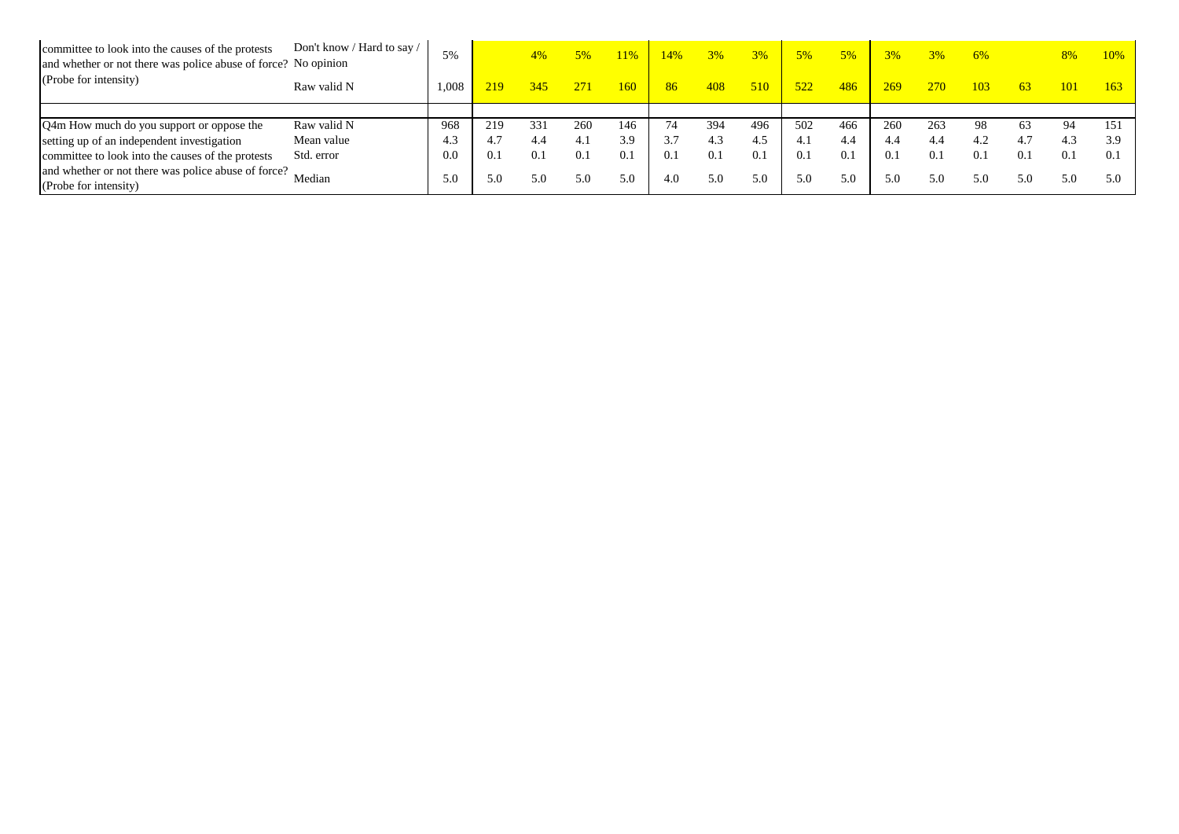| | | | | | | | | | | | | | | | | | |
|---|---|---|---|---|---|---|---|---|---|---|---|---|---|---|---|---|---|
| committee to look into the causes of the protests and whether or not there was police abuse of force? (Probe for intensity) | Don't know / Hard to say / No opinion | 5% | | 4% | 5% | 11% | 14% | 3% | 3% | 5% | 5% | 3% | 3% | 6% | | 8% | 10% |
| | Raw valid N | 1,008 | 219 | 345 | 271 | 160 | 86 | 408 | 510 | 522 | 486 | 269 | 270 | 103 | 63 | 101 | 163 |
| | | | | | | | | | | | | | | | | | |
| Q4m How much do you support or oppose the setting up of an independent investigation committee to look into the causes of the protests and whether or not there was police abuse of force? (Probe for intensity) | Raw valid N | 968 | 219 | 331 | 260 | 146 | 74 | 394 | 496 | 502 | 466 | 260 | 263 | 98 | 63 | 94 | 151 |
| | Mean value | 4.3 | 4.7 | 4.4 | 4.1 | 3.9 | 3.7 | 4.3 | 4.5 | 4.1 | 4.4 | 4.4 | 4.4 | 4.2 | 4.7 | 4.3 | 3.9 |
| | Std. error | 0.0 | 0.1 | 0.1 | 0.1 | 0.1 | 0.1 | 0.1 | 0.1 | 0.1 | 0.1 | 0.1 | 0.1 | 0.1 | 0.1 | 0.1 | 0.1 |
| | Median | 5.0 | 5.0 | 5.0 | 5.0 | 5.0 | 4.0 | 5.0 | 5.0 | 5.0 | 5.0 | 5.0 | 5.0 | 5.0 | 5.0 | 5.0 | 5.0 |